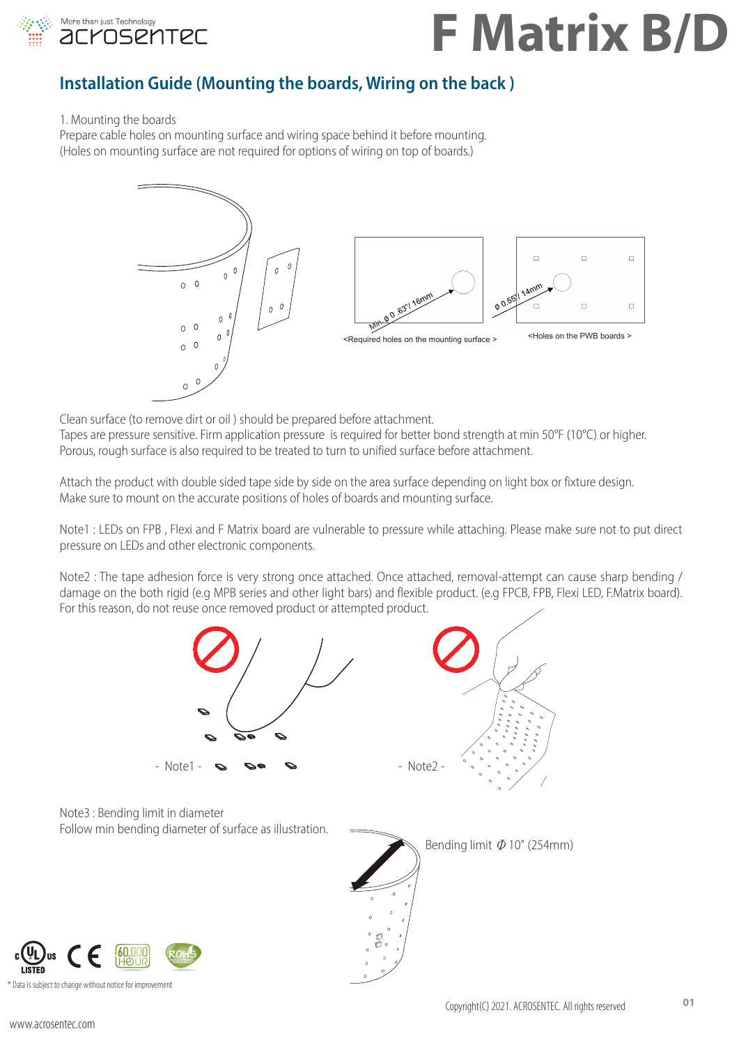# F Matrix B/D

## Installation Guide (Mounting the boards, Wiring on the back )

1. Mounting the boards

Prepare cable holes on mounting surface and wiring space behind it before mounting.
(Holes on mounting surface are not required for options of wiring on top of boards.)

Min. ϕ 0.63"/ 16mm

<Required holes on the mounting surface >

ϕ 0.55"/ 14mm

<Holes on the PWB boards >

Clean surface (to remove dirt or oil ) should be prepared before attachment.
Tapes are pressure sensitive. Firm application pressure is required for better bond strength at min 50°F (10°C) or higher.
Porous, rough surface is also required to be treated to turn to unified surface before attachment.

Attach the product with double sided tape side by side on the area surface depending on light box or fixture design.
Make sure to mount on the accurate positions of holes of boards and mounting surface.

Note1 : LEDs on FPB , Flexi and F Matrix board are vulnerable to pressure while attaching. Please make sure not to put direct pressure on LEDs and other electronic components.

Note2 : The tape adhesion force is very strong once attached. Once attached, removal-attempt can cause sharp bending / damage on the both rigid (e.g MPB series and other light bars) and flexible product. (e.g FPCB, FPB, Flexi LED, F.Matrix board).
For this reason, do not reuse once removed product or attempted product.

\- Note1 -

\- Note2 -

Note3 : Bending limit in diameter
Follow min bending diameter of surface as illustration.

Bending limit ϕ 10" (254mm)

\* Data is subject to change without notice for improvement

Copyright(C) 2021. ACROSENTEC. All rights reserved

www.acrosentec.com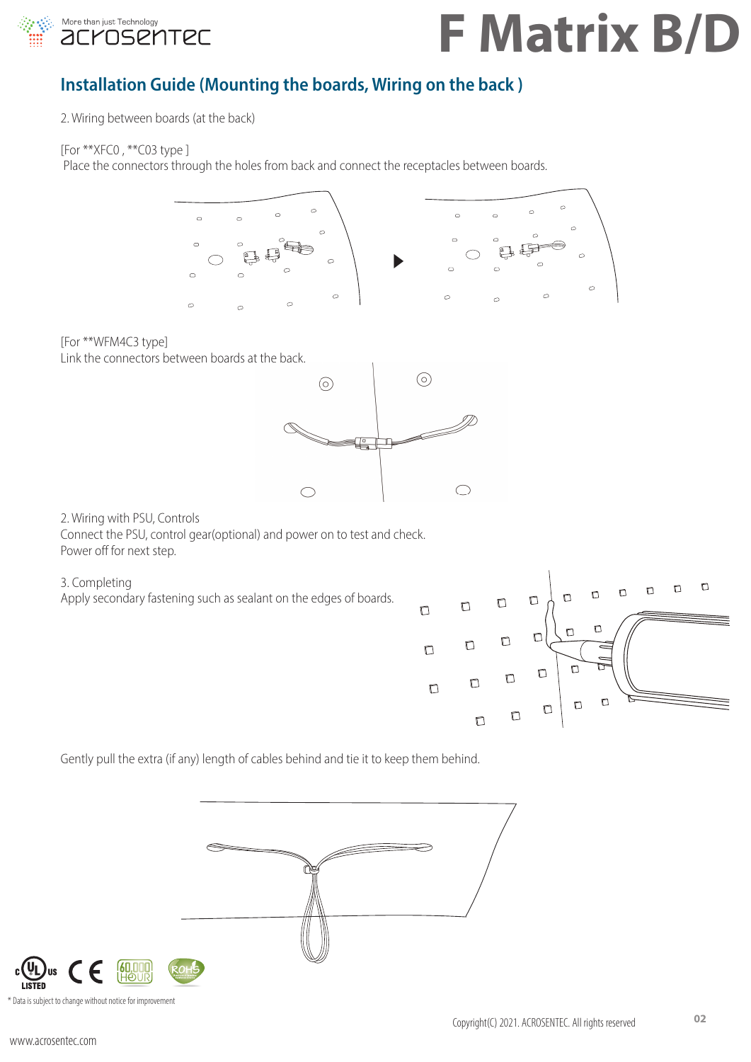## Installation Guide (Mounting the boards, Wiring on the back )

2. Wiring between boards (at the back)

[For **XFC0 , **C03 type ]
Place the connectors through the holes from back and connect the receptacles between boards.

[For **WFM4C3 type]
Link the connectors between boards at the back.

2. Wiring with PSU, Controls
Connect the PSU, control gear(optional) and power on to test and check.
Power off for next step.

3. Completing
Apply secondary fastening such as sealant on the edges of boards.

Gently pull the extra (if any) length of cables behind and tie it to keep them behind.

* Data is subject to change without notice for improvement

Copyright(C) 2021. ACROSENTEC. All rights reserved

www.acrosentec.com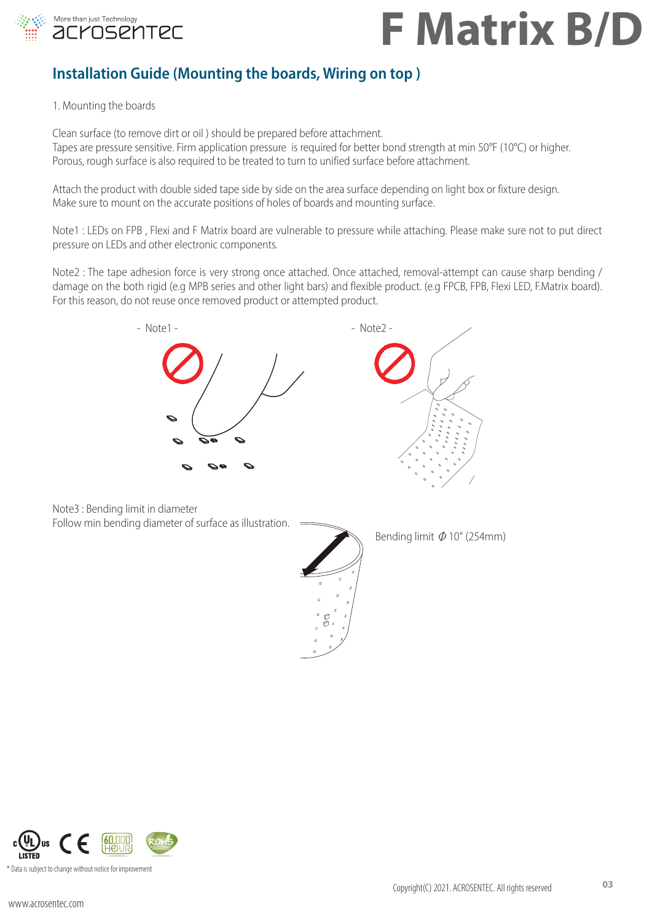# F Matrix B/D

## Installation Guide (Mounting the boards, Wiring on top )

1. Mounting the boards

Clean surface (to remove dirt or oil ) should be prepared before attachment.
Tapes are pressure sensitive. Firm application pressure is required for better bond strength at min 50°F (10°C) or higher.
Porous, rough surface is also required to be treated to turn to unified surface before attachment.

Attach the product with double sided tape side by side on the area surface depending on light box or fixture design.
Make sure to mount on the accurate positions of holes of boards and mounting surface.

Note1 : LEDs on FPB , Flexi and F Matrix board are vulnerable to pressure while attaching. Please make sure not to put direct pressure on LEDs and other electronic components.

Note2 : The tape adhesion force is very strong once attached. Once attached, removal-attempt can cause sharp bending / damage on the both rigid (e.g MPB series and other light bars) and flexible product. (e.g FPCB, FPB, Flexi LED, F.Matrix board). For this reason, do not reuse once removed product or attempted product.

- Note1 -

- Note2 -

Note3 : Bending limit in diameter
Follow min bending diameter of surface as illustration.

Bending limit Ø 10" (254mm)

* Data is subject to change without notice for improvement

Copyright(C) 2021. ACROSENTEC. All rights reserved

www.acrosentec.com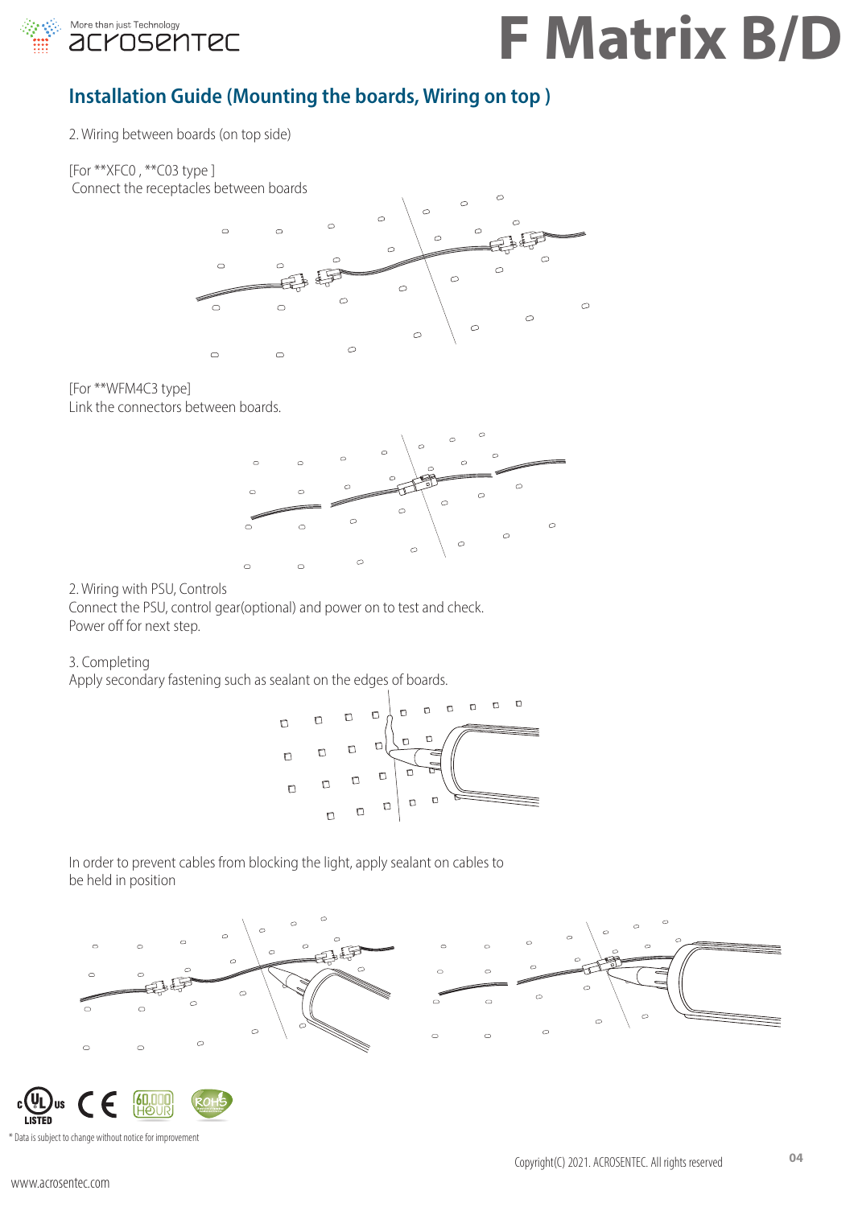## Installation Guide (Mounting the boards, Wiring on top )

2. Wiring between boards (on top side)

[For **XFC0 , **C03 type ]
Connect the receptacles between boards

[For **WFM4C3 type]
Link the connectors between boards.

2. Wiring with PSU, Controls
Connect the PSU, control gear(optional) and power on to test and check.
Power off for next step.

3. Completing
Apply secondary fastening such as sealant on the edges of boards.

In order to prevent cables from blocking the light, apply sealant on cables to be held in position

* Data is subject to change without notice for improvement

Copyright(C) 2021. ACROSENTEC. All rights reserved

www.acrosentec.com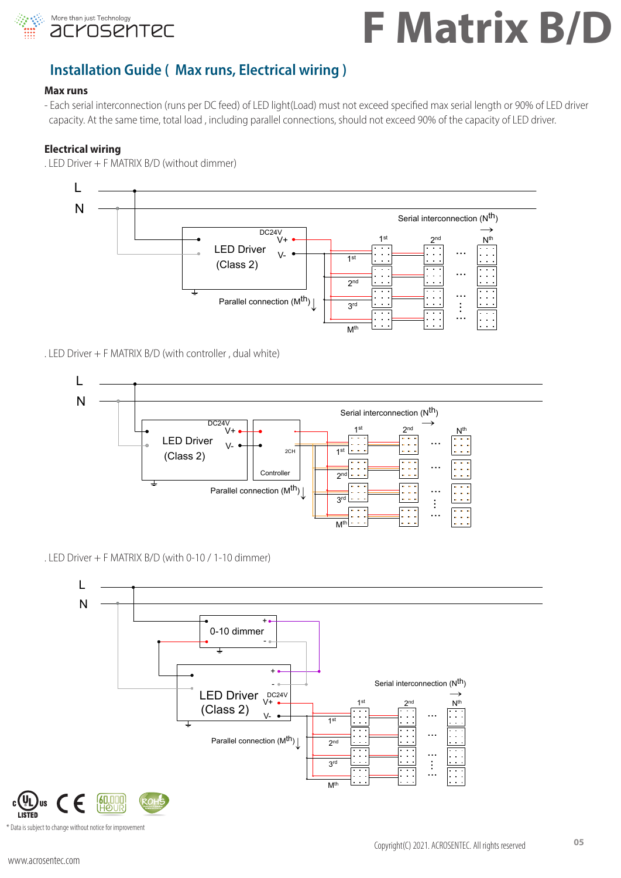# F Matrix B/D

## Installation Guide ( Max runs, Electrical wiring )

### Max runs

- Each serial interconnection (runs per DC feed) of LED light(Load) must not exceed specified max serial length or 90% of LED driver capacity. At the same time, total load , including parallel connections, should not exceed 90% of the capacity of LED driver.

### Electrical wiring

. LED Driver + F MATRIX B/D (without dimmer)

. LED Driver + F MATRIX B/D (with controller , dual white)

. LED Driver + F MATRIX B/D (with 0-10 / 1-10 dimmer)

* Data is subject to change without notice for improvement

Copyright(C) 2021. ACROSENTEC. All rights reserved

www.acrosentec.com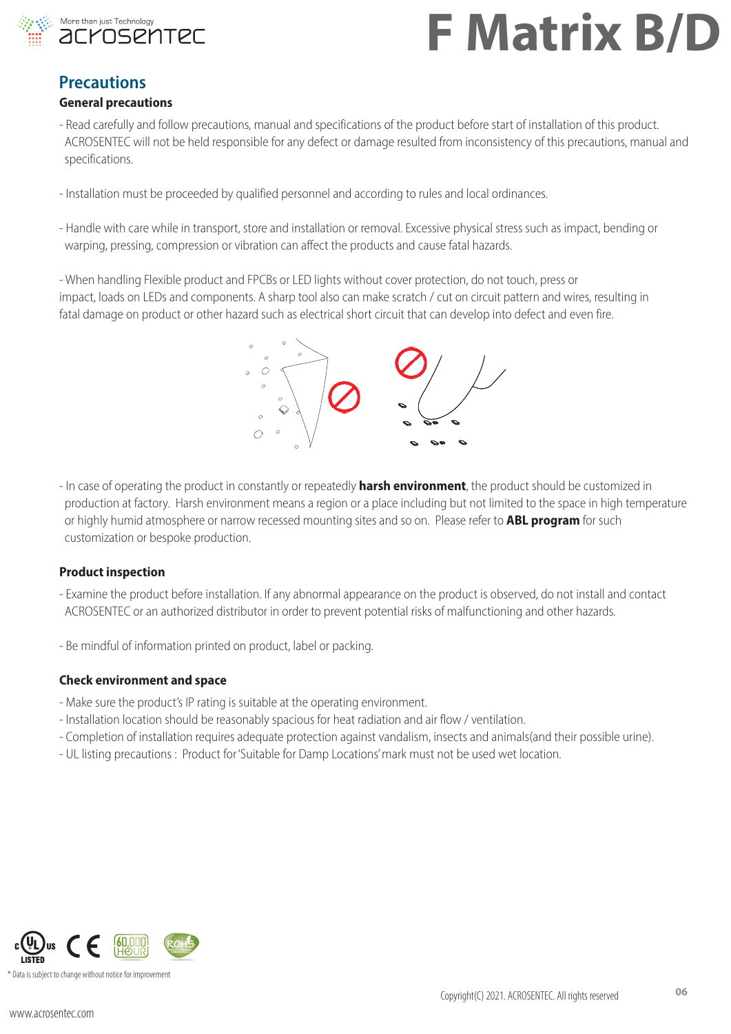## Precautions

### General precautions

- Read carefully and follow precautions, manual and specifications of the product before start of installation of this product. ACROSENTEC will not be held responsible for any defect or damage resulted from inconsistency of this precautions, manual and specifications.

- Installation must be proceeded by qualified personnel and according to rules and local ordinances.

- Handle with care while in transport, store and installation or removal. Excessive physical stress such as impact, bending or warping, pressing, compression or vibration can affect the products and cause fatal hazards.

- When handling Flexible product and FPCBs or LED lights without cover protection, do not touch, press or impact, loads on LEDs and components. A sharp tool also can make scratch / cut on circuit pattern and wires, resulting in fatal damage on product or other hazard such as electrical short circuit that can develop into defect and even fire.

- In case of operating the product in constantly or repeatedly **harsh environment**, the product should be customized in production at factory. Harsh environment means a region or a place including but not limited to the space in high temperature or highly humid atmosphere or narrow recessed mounting sites and so on. Please refer to **ABL program** for such customization or bespoke production.

### Product inspection

- Examine the product before installation. If any abnormal appearance on the product is observed, do not install and contact ACROSENTEC or an authorized distributor in order to prevent potential risks of malfunctioning and other hazards.

- Be mindful of information printed on product, label or packing.

### Check environment and space

- Make sure the product's IP rating is suitable at the operating environment.
- Installation location should be reasonably spacious for heat radiation and air flow / ventilation.
- Completion of installation requires adequate protection against vandalism, insects and animals(and their possible urine).
- UL listing precautions : Product for 'Suitable for Damp Locations' mark must not be used wet location.

* Data is subject to change without notice for improvement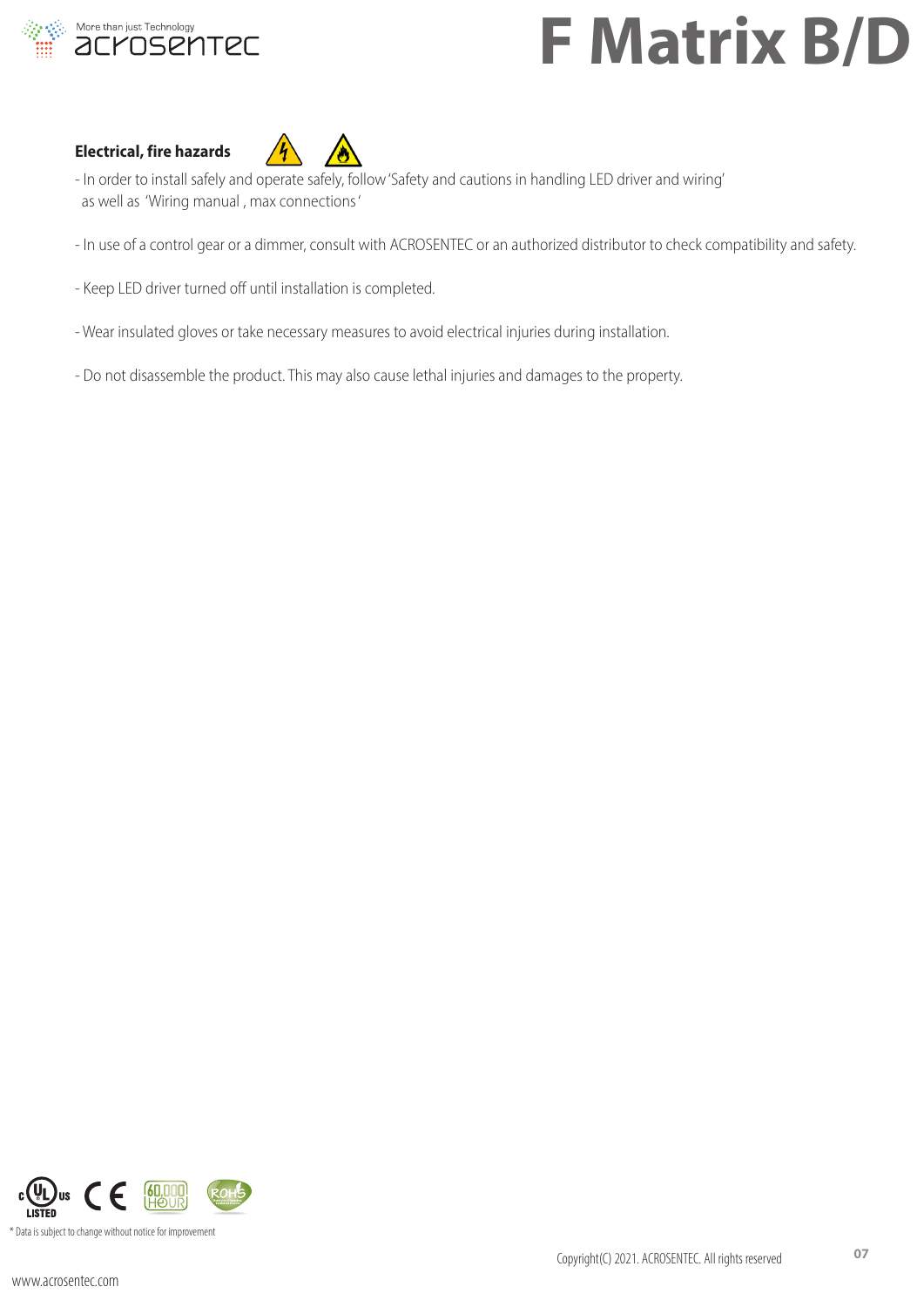### Electrical, fire hazards

- In order to install safely and operate safely, follow 'Safety and cautions in handling LED driver and wiring' as well as 'Wiring manual , max connections'
- In use of a control gear or a dimmer, consult with ACROSENTEC or an authorized distributor to check compatibility and safety.
- Keep LED driver turned off until installation is completed.
- Wear insulated gloves or take necessary measures to avoid electrical injuries during installation.
- Do not disassemble the product. This may also cause lethal injuries and damages to the property.

* Data is subject to change without notice for improvement

Copyright(C) 2021. ACROSENTEC. All rights reserved

www.acrosentec.com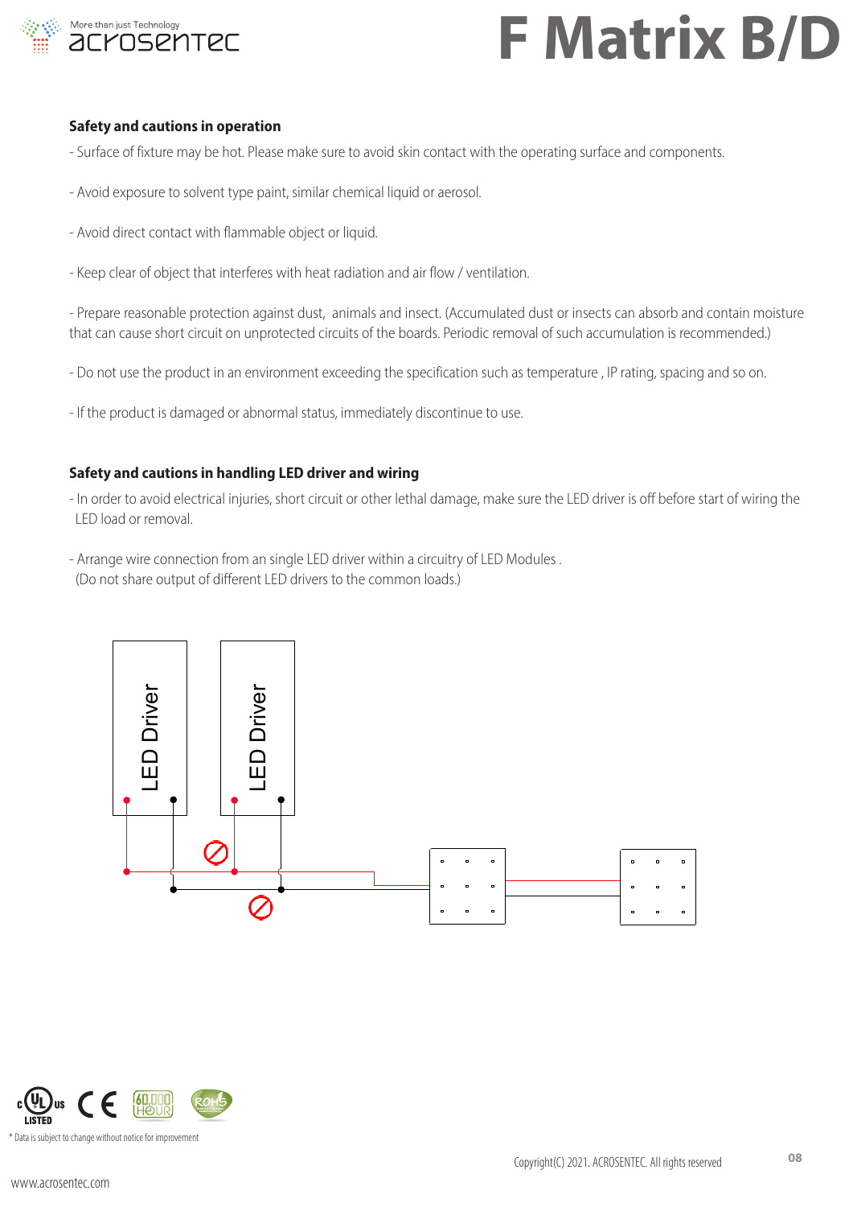## Safety and cautions in operation

- Surface of fixture may be hot. Please make sure to avoid skin contact with the operating surface and components.

- Avoid exposure to solvent type paint, similar chemical liquid or aerosol.

- Avoid direct contact with flammable object or liquid.

- Keep clear of object that interferes with heat radiation and air flow / ventilation.

- Prepare reasonable protection against dust, animals and insect. (Accumulated dust or insects can absorb and contain moisture that can cause short circuit on unprotected circuits of the boards. Periodic removal of such accumulation is recommended.)

- Do not use the product in an environment exceeding the specification such as temperature , IP rating, spacing and so on.

- If the product is damaged or abnormal status, immediately discontinue to use.

## Safety and cautions in handling LED driver and wiring

- In order to avoid electrical injuries, short circuit or other lethal damage, make sure the LED driver is off before start of wiring the LED load or removal.

- Arrange wire connection from an single LED driver within a circuitry of LED Modules .
  (Do not share output of different LED drivers to the common loads.)

LED Driver

LED Driver

\* Data is subject to change without notice for improvement

Copyright(C) 2021. ACROSENTEC. All rights reserved

www.acrosentec.com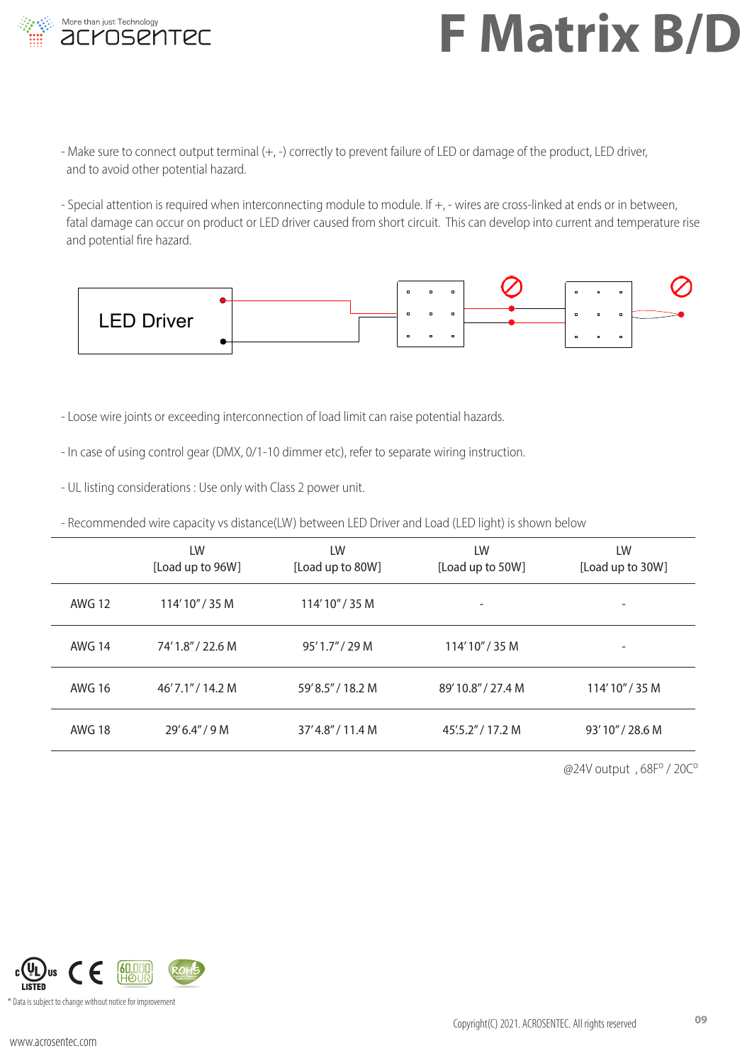# F Matrix B/D

- Make sure to connect output terminal (+, -) correctly to prevent failure of LED or damage of the product, LED driver, and to avoid other potential hazard.

- Special attention is required when interconnecting module to module. If +, - wires are cross-linked at ends or in between, fatal damage can occur on product or LED driver caused from short circuit. This can develop into current and temperature rise and potential fire hazard.

LED Driver

- Loose wire joints or exceeding interconnection of load limit can raise potential hazards.

- In case of using control gear (DMX, 0/1-10 dimmer etc), refer to separate wiring instruction.

- UL listing considerations : Use only with Class 2 power unit.

- Recommended wire capacity vs distance(LW) between LED Driver and Load (LED light) is shown below

| | LW [Load up to 96W] | LW [Load up to 80W] | LW [Load up to 50W] | LW [Load up to 30W] |
|---|---|---|---|---|
| AWG 12 | 114' 10" / 35 M | 114' 10" / 35 M | - | - |
| AWG 14 | 74' 1.8" / 22.6 M | 95' 1.7" / 29 M | 114' 10" / 35 M | - |
| AWG 16 | 46' 7.1" / 14.2 M | 59' 8.5" / 18.2 M | 89' 10.8" / 27.4 M | 114' 10" / 35 M |
| AWG 18 | 29' 6.4" / 9 M | 37' 4.8" / 11.4 M | 45'.5.2" / 17.2 M | 93' 10" / 28.6 M |

@24V output , 68F° / 20C°

* Data is subject to change without notice for improvement

Copyright(C) 2021. ACROSENTEC. All rights reserved

www.acrosentec.com